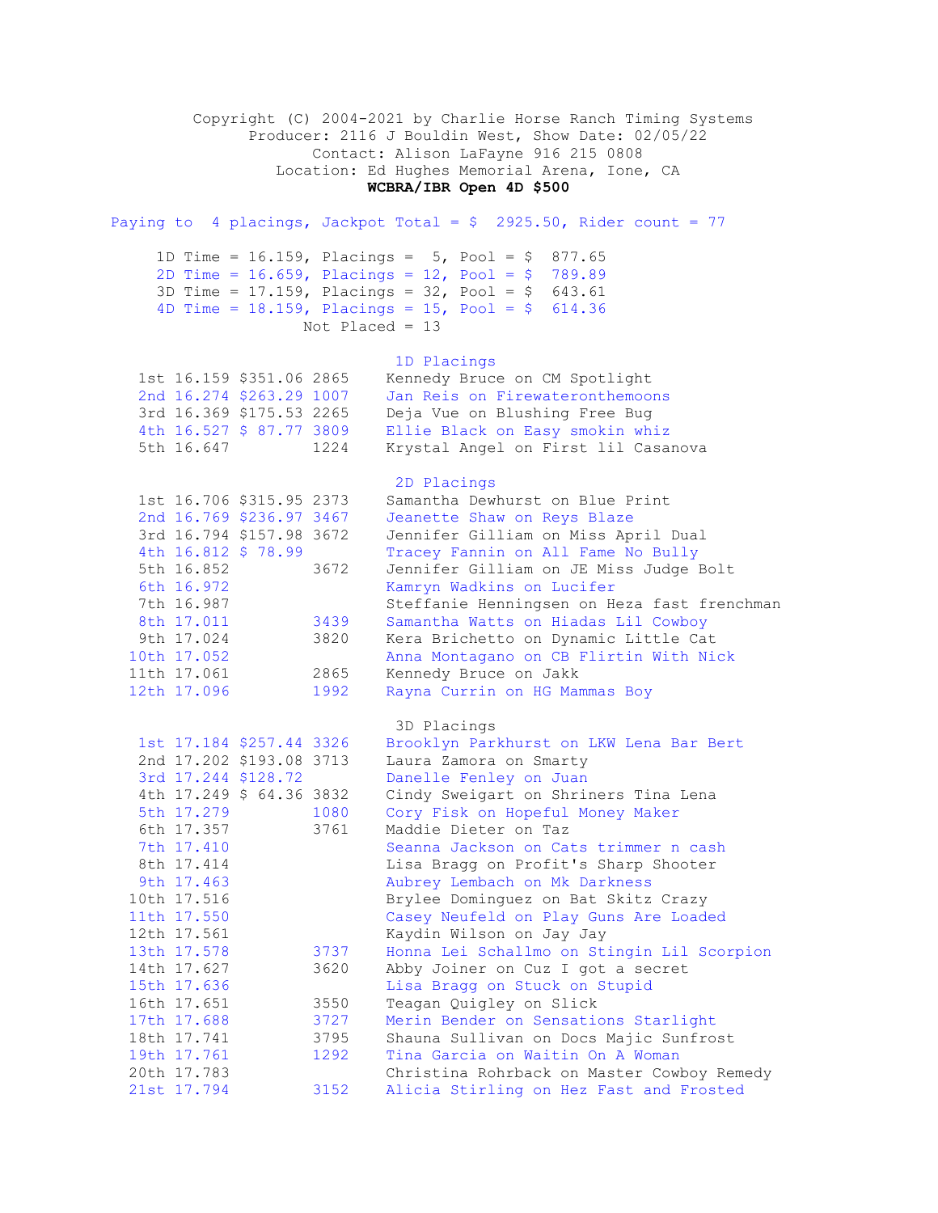Copyright (C) 2004-2021 by Charlie Horse Ranch Timing Systems
Producer: 2116 J Bouldin West, Show Date: 02/05/22
Contact: Alison LaFayne 916 215 0808
Location: Ed Hughes Memorial Arena, Ione, CA

**WCBRA/IBR Open 4D $500**

Paying to 4 placings, Jackpot Total = $ 2925.50, Rider count = 77

1D Time = 16.159, Placings = 5, Pool = $ 877.65
2D Time = 16.659, Placings = 12, Pool = $ 789.89
3D Time = 17.159, Placings = 32, Pool = $ 643.61
4D Time = 18.159, Placings = 15, Pool = $ 614.36
Not Placed = 13

### 1D Placings

| Place | Time | Payout | No. | Rider / Horse |
|---|---|---|---|---|
| 1st | 16.159 | $351.06 | 2865 | Kennedy Bruce on CM Spotlight |
| 2nd | 16.274 | $263.29 | 1007 | Jan Reis on Firewateronthemoons |
| 3rd | 16.369 | $175.53 | 2265 | Deja Vue on Blushing Free Bug |
| 4th | 16.527 | $ 87.77 | 3809 | Ellie Black on Easy smokin whiz |
| 5th | 16.647 | | 1224 | Krystal Angel on First lil Casanova |

### 2D Placings

| Place | Time | Payout | No. | Rider / Horse |
|---|---|---|---|---|
| 1st | 16.706 | $315.95 | 2373 | Samantha Dewhurst on Blue Print |
| 2nd | 16.769 | $236.97 | 3467 | Jeanette Shaw on Reys Blaze |
| 3rd | 16.794 | $157.98 | 3672 | Jennifer Gilliam on Miss April Dual |
| 4th | 16.812 | $ 78.99 | | Tracey Fannin on All Fame No Bully |
| 5th | 16.852 | | 3672 | Jennifer Gilliam on JE Miss Judge Bolt |
| 6th | 16.972 | | | Kamryn Wadkins on Lucifer |
| 7th | 16.987 | | | Steffanie Henningsen on Heza fast frenchman |
| 8th | 17.011 | | 3439 | Samantha Watts on Hiadas Lil Cowboy |
| 9th | 17.024 | | 3820 | Kera Brichetto on Dynamic Little Cat |
| 10th | 17.052 | | | Anna Montagano on CB Flirtin With Nick |
| 11th | 17.061 | | 2865 | Kennedy Bruce on Jakk |
| 12th | 17.096 | | 1992 | Rayna Currin on HG Mammas Boy |

### 3D Placings

| Place | Time | Payout | No. | Rider / Horse |
|---|---|---|---|---|
| 1st | 17.184 | $257.44 | 3326 | Brooklyn Parkhurst on LKW Lena Bar Bert |
| 2nd | 17.202 | $193.08 | 3713 | Laura Zamora on Smarty |
| 3rd | 17.244 | $128.72 | | Danelle Fenley on Juan |
| 4th | 17.249 | $ 64.36 | 3832 | Cindy Sweigart on Shriners Tina Lena |
| 5th | 17.279 | | 1080 | Cory Fisk on Hopeful Money Maker |
| 6th | 17.357 | | 3761 | Maddie Dieter on Taz |
| 7th | 17.410 | | | Seanna Jackson on Cats trimmer n cash |
| 8th | 17.414 | | | Lisa Bragg on Profit's Sharp Shooter |
| 9th | 17.463 | | | Aubrey Lembach on Mk Darkness |
| 10th | 17.516 | | | Brylee Dominguez on Bat Skitz Crazy |
| 11th | 17.550 | | | Casey Neufeld on Play Guns Are Loaded |
| 12th | 17.561 | | | Kaydin Wilson on Jay Jay |
| 13th | 17.578 | | 3737 | Honna Lei Schallmo on Stingin Lil Scorpion |
| 14th | 17.627 | | 3620 | Abby Joiner on Cuz I got a secret |
| 15th | 17.636 | | | Lisa Bragg on Stuck on Stupid |
| 16th | 17.651 | | 3550 | Teagan Quigley on Slick |
| 17th | 17.688 | | 3727 | Merin Bender on Sensations Starlight |
| 18th | 17.741 | | 3795 | Shauna Sullivan on Docs Majic Sunfrost |
| 19th | 17.761 | | 1292 | Tina Garcia on Waitin On A Woman |
| 20th | 17.783 | | | Christina Rohrback on Master Cowboy Remedy |
| 21st | 17.794 | | 3152 | Alicia Stirling on Hez Fast and Frosted |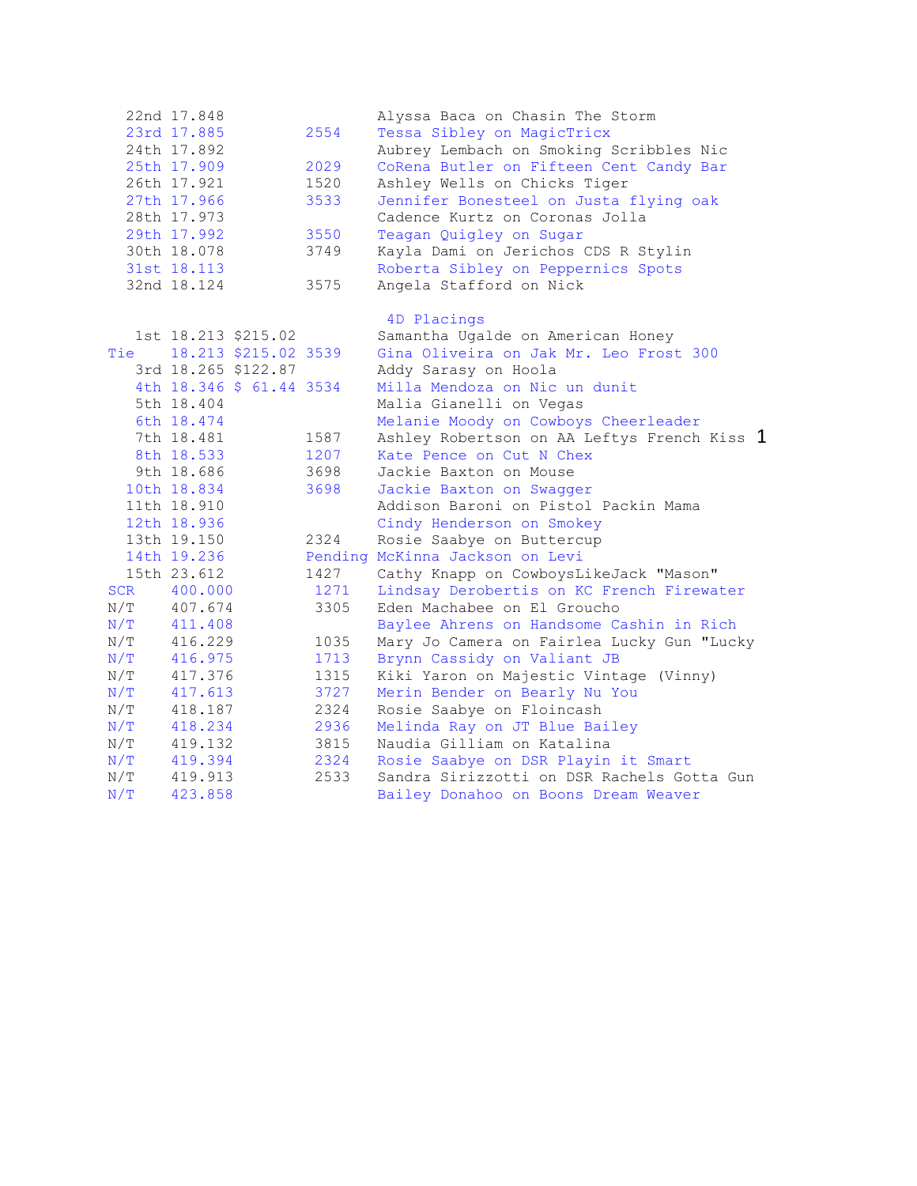| | | | | |
|---|---|---|---|---|
| 22nd | 17.848 | | | Alyssa Baca on Chasin The Storm |
| 23rd | 17.885 | | 2554 | Tessa Sibley on MagicTricx |
| 24th | 17.892 | | | Aubrey Lembach on Smoking Scribbles Nic |
| 25th | 17.909 | | 2029 | CoRena Butler on Fifteen Cent Candy Bar |
| 26th | 17.921 | | 1520 | Ashley Wells on Chicks Tiger |
| 27th | 17.966 | | 3533 | Jennifer Bonesteel on Justa flying oak |
| 28th | 17.973 | | | Cadence Kurtz on Coronas Jolla |
| 29th | 17.992 | | 3550 | Teagan Quigley on Sugar |
| 30th | 18.078 | | 3749 | Kayla Dami on Jerichos CDS R Stylin |
| 31st | 18.113 | | | Roberta Sibley on Peppernics Spots |
| 32nd | 18.124 | | 3575 | Angela Stafford on Nick |

4D Placings

| | | | | |
|---|---|---|---|---|
| 1st | 18.213 | $215.02 | | Samantha Ugalde on American Honey |
| Tie | 18.213 | $215.02 | 3539 | Gina Oliveira on Jak Mr. Leo Frost 300 |
| 3rd | 18.265 | $122.87 | | Addy Sarasy on Hoola |
| 4th | 18.346 | $ 61.44 | 3534 | Milla Mendoza on Nic un dunit |
| 5th | 18.404 | | | Malia Gianelli on Vegas |
| 6th | 18.474 | | | Melanie Moody on Cowboys Cheerleader |
| 7th | 18.481 | | 1587 | Ashley Robertson on AA Leftys French Kiss 1 |
| 8th | 18.533 | | 1207 | Kate Pence on Cut N Chex |
| 9th | 18.686 | | 3698 | Jackie Baxton on Mouse |
| 10th | 18.834 | | 3698 | Jackie Baxton on Swagger |
| 11th | 18.910 | | | Addison Baroni on Pistol Packin Mama |
| 12th | 18.936 | | | Cindy Henderson on Smokey |
| 13th | 19.150 | | 2324 | Rosie Saabye on Buttercup |
| 14th | 19.236 | | Pending | McKinna Jackson on Levi |
| 15th | 23.612 | | 1427 | Cathy Knapp on CowboysLikeJack "Mason" |
| SCR | 400.000 | | 1271 | Lindsay Derobertis on KC French Firewater |
| N/T | 407.674 | | 3305 | Eden Machabee on El Groucho |
| N/T | 411.408 | | | Baylee Ahrens on Handsome Cashin in Rich |
| N/T | 416.229 | | 1035 | Mary Jo Camera on Fairlea Lucky Gun "Lucky |
| N/T | 416.975 | | 1713 | Brynn Cassidy on Valiant JB |
| N/T | 417.376 | | 1315 | Kiki Yaron on Majestic Vintage (Vinny) |
| N/T | 417.613 | | 3727 | Merin Bender on Bearly Nu You |
| N/T | 418.187 | | 2324 | Rosie Saabye on Floincash |
| N/T | 418.234 | | 2936 | Melinda Ray on JT Blue Bailey |
| N/T | 419.132 | | 3815 | Naudia Gilliam on Katalina |
| N/T | 419.394 | | 2324 | Rosie Saabye on DSR Playin it Smart |
| N/T | 419.913 | | 2533 | Sandra Sirizzotti on DSR Rachels Gotta Gun |
| N/T | 423.858 | | | Bailey Donahoo on Boons Dream Weaver |